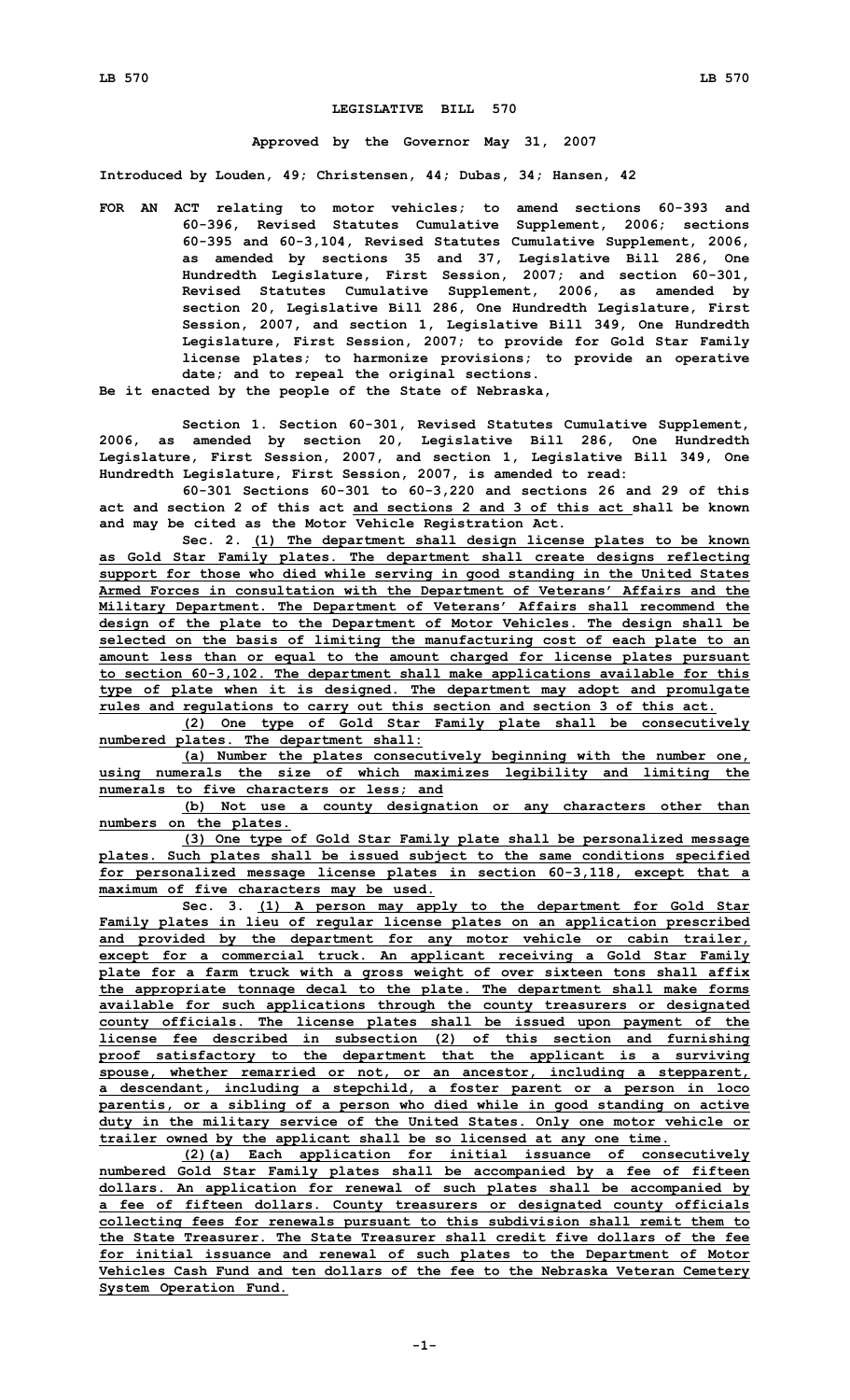# LEGISLATIVE BILL 570

**Approved by the Governor May 31, 2007**

**Introduced by Louden, 49; Christensen, 44; Dubas, 34; Hansen, 42**

**FOR AN ACT relating to motor vehicles; to amend sections 60-393 and 60-396, Revised Statutes Cumulative Supplement, 2006; sections 60-395 and 60-3,104, Revised Statutes Cumulative Supplement, 2006, as amended by sections 35 and 37, Legislative Bill 286, One Hundredth Legislature, First Session, 2007; and section 60-301, Revised Statutes Cumulative Supplement, 2006, as amended by section 20, Legislative Bill 286, One Hundredth Legislature, First Session, 2007, and section 1, Legislative Bill 349, One Hundredth Legislature, First Session, 2007; to provide for Gold Star Family license plates; to harmonize provisions; to provide an operative date; and to repeal the original sections.**

**Be it enacted by the people of the State of Nebraska,**

**Section 1. Section 60-301, Revised Statutes Cumulative Supplement, 2006, as amended by section 20, Legislative Bill 286, One Hundredth Legislature, First Session, 2007, and section 1, Legislative Bill 349, One Hundredth Legislature, First Session, 2007, is amended to read:**

**60-301 Sections 60-301 to 60-3,220 and sections 26 and 29 of this act and section 2 of this act and sections 2 and 3 of this act shall be known and may be cited as the Motor Vehicle Registration Act.**

**Sec. 2. (1) The department shall design license plates to be known as Gold Star Family plates. The department shall create designs reflecting support for those who died while serving in good standing in the United States Armed Forces in consultation with the Department of Veterans' Affairs and the Military Department. The Department of Veterans' Affairs shall recommend the design of the plate to the Department of Motor Vehicles. The design shall be selected on the basis of limiting the manufacturing cost of each plate to an amount less than or equal to the amount charged for license plates pursuant to section 60-3,102. The department shall make applications available for this type of plate when it is designed. The department may adopt and promulgate rules and regulations to carry out this section and section 3 of this act.**

**(2) One type of Gold Star Family plate shall be consecutively numbered plates. The department shall:**

**(a) Number the plates consecutively beginning with the number one, using numerals the size of which maximizes legibility and limiting the numerals to five characters or less; and**

**(b) Not use a county designation or any characters other than numbers on the plates.**

**(3) One type of Gold Star Family plate shall be personalized message plates. Such plates shall be issued subject to the same conditions specified for personalized message license plates in section 60-3,118, except that a maximum of five characters may be used.**

**Sec. 3. (1) A person may apply to the department for Gold Star Family plates in lieu of regular license plates on an application prescribed and provided by the department for any motor vehicle or cabin trailer, except for a commercial truck. An applicant receiving a Gold Star Family plate for a farm truck with a gross weight of over sixteen tons shall affix the appropriate tonnage decal to the plate. The department shall make forms available for such applications through the county treasurers or designated county officials. The license plates shall be issued upon payment of the license fee described in subsection (2) of this section and furnishing proof satisfactory to the department that the applicant is a surviving spouse, whether remarried or not, or an ancestor, including a stepparent, a descendant, including a stepchild, a foster parent or a person in loco parentis, or a sibling of a person who died while in good standing on active duty in the military service of the United States. Only one motor vehicle or trailer owned by the applicant shall be so licensed at any one time.**

**(2)(a) Each application for initial issuance of consecutively numbered Gold Star Family plates shall be accompanied by a fee of fifteen dollars. An application for renewal of such plates shall be accompanied by a fee of fifteen dollars. County treasurers or designated county officials collecting fees for renewals pursuant to this subdivision shall remit them to the State Treasurer. The State Treasurer shall credit five dollars of the fee for initial issuance and renewal of such plates to the Department of Motor Vehicles Cash Fund and ten dollars of the fee to the Nebraska Veteran Cemetery System Operation Fund.**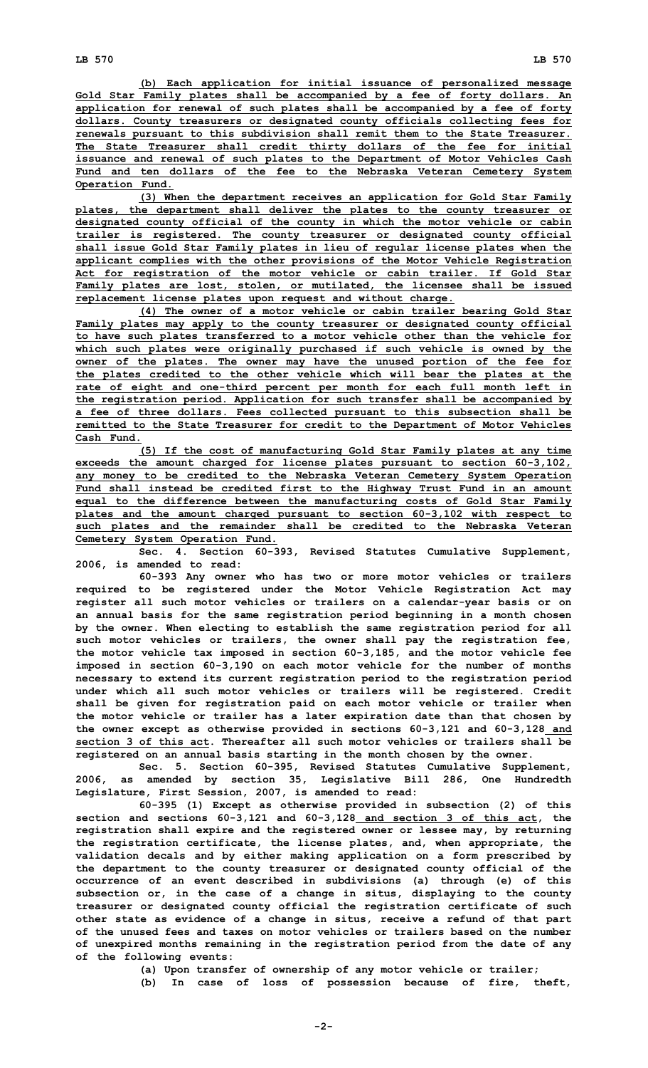(b) Each application for initial issuance of personalized message Gold Star Family plates shall be accompanied by a fee of forty dollars. An application for renewal of such plates shall be accompanied by a fee of forty dollars. County treasurers or designated county officials collecting fees for renewals pursuant to this subdivision shall remit them to the State Treasurer. The State Treasurer shall credit thirty dollars of the fee for initial issuance and renewal of such plates to the Department of Motor Vehicles Cash Fund and ten dollars of the fee to the Nebraska Veteran Cemetery System Operation Fund.

(3) When the department receives an application for Gold Star Family plates, the department shall deliver the plates to the county treasurer or designated county official of the county in which the motor vehicle or cabin trailer is registered. The county treasurer or designated county official shall issue Gold Star Family plates in lieu of regular license plates when the applicant complies with the other provisions of the Motor Vehicle Registration Act for registration of the motor vehicle or cabin trailer. If Gold Star Family plates are lost, stolen, or mutilated, the licensee shall be issued replacement license plates upon request and without charge.

(4) The owner of a motor vehicle or cabin trailer bearing Gold Star Family plates may apply to the county treasurer or designated county official to have such plates transferred to a motor vehicle other than the vehicle for which such plates were originally purchased if such vehicle is owned by the owner of the plates. The owner may have the unused portion of the fee for the plates credited to the other vehicle which will bear the plates at the rate of eight and one-third percent per month for each full month left in the registration period. Application for such transfer shall be accompanied by a fee of three dollars. Fees collected pursuant to this subsection shall be remitted to the State Treasurer for credit to the Department of Motor Vehicles Cash Fund.

(5) If the cost of manufacturing Gold Star Family plates at any time exceeds the amount charged for license plates pursuant to section 60-3,102, any money to be credited to the Nebraska Veteran Cemetery System Operation Fund shall instead be credited first to the Highway Trust Fund in an amount equal to the difference between the manufacturing costs of Gold Star Family plates and the amount charged pursuant to section 60-3,102 with respect to such plates and the remainder shall be credited to the Nebraska Veteran Cemetery System Operation Fund.

Sec. 4. Section 60-393, Revised Statutes Cumulative Supplement, 2006, is amended to read:

60-393 Any owner who has two or more motor vehicles or trailers required to be registered under the Motor Vehicle Registration Act may register all such motor vehicles or trailers on a calendar-year basis or on an annual basis for the same registration period beginning in a month chosen by the owner. When electing to establish the same registration period for all such motor vehicles or trailers, the owner shall pay the registration fee, the motor vehicle tax imposed in section 60-3,185, and the motor vehicle fee imposed in section 60-3,190 on each motor vehicle for the number of months necessary to extend its current registration period to the registration period under which all such motor vehicles or trailers will be registered. Credit shall be given for registration paid on each motor vehicle or trailer when the motor vehicle or trailer has a later expiration date than that chosen by the owner except as otherwise provided in sections 60-3,121 and 60-3,128 and section 3 of this act. Thereafter all such motor vehicles or trailers shall be registered on an annual basis starting in the month chosen by the owner.

Sec. 5. Section 60-395, Revised Statutes Cumulative Supplement, 2006, as amended by section 35, Legislative Bill 286, One Hundredth Legislature, First Session, 2007, is amended to read:

60-395 (1) Except as otherwise provided in subsection (2) of this section and sections 60-3,121 and 60-3,128 and section 3 of this act, the registration shall expire and the registered owner or lessee may, by returning the registration certificate, the license plates, and, when appropriate, the validation decals and by either making application on a form prescribed by the department to the county treasurer or designated county official of the occurrence of an event described in subdivisions (a) through (e) of this subsection or, in the case of a change in situs, displaying to the county treasurer or designated county official the registration certificate of such other state as evidence of a change in situs, receive a refund of that part of the unused fees and taxes on motor vehicles or trailers based on the number of unexpired months remaining in the registration period from the date of any of the following events:

(a) Upon transfer of ownership of any motor vehicle or trailer;

(b) In case of loss of possession because of fire, theft,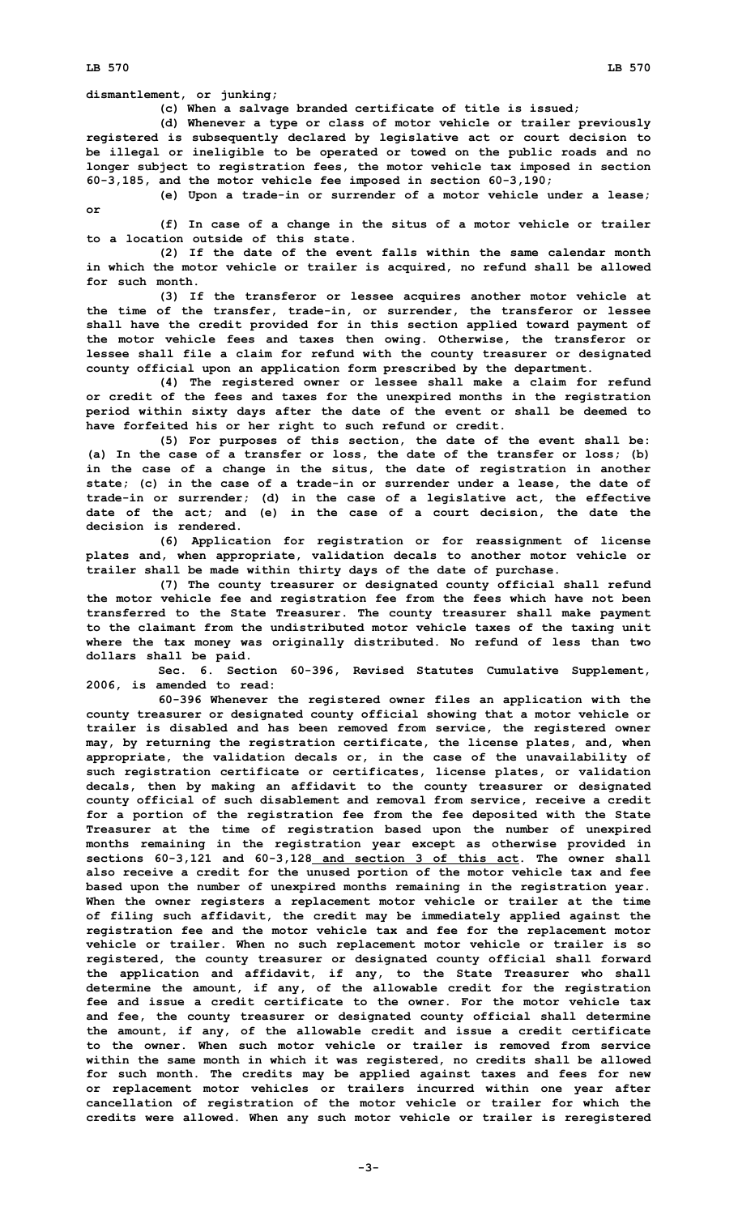dismantlement, or junking;

(c) When a salvage branded certificate of title is issued;

(d) Whenever a type or class of motor vehicle or trailer previously registered is subsequently declared by legislative act or court decision to be illegal or ineligible to be operated or towed on the public roads and no longer subject to registration fees, the motor vehicle tax imposed in section 60-3,185, and the motor vehicle fee imposed in section 60-3,190;

(e) Upon a trade-in or surrender of a motor vehicle under a lease; or

(f) In case of a change in the situs of a motor vehicle or trailer to a location outside of this state.

(2) If the date of the event falls within the same calendar month in which the motor vehicle or trailer is acquired, no refund shall be allowed for such month.

(3) If the transferor or lessee acquires another motor vehicle at the time of the transfer, trade-in, or surrender, the transferor or lessee shall have the credit provided for in this section applied toward payment of the motor vehicle fees and taxes then owing. Otherwise, the transferor or lessee shall file a claim for refund with the county treasurer or designated county official upon an application form prescribed by the department.

(4) The registered owner or lessee shall make a claim for refund or credit of the fees and taxes for the unexpired months in the registration period within sixty days after the date of the event or shall be deemed to have forfeited his or her right to such refund or credit.

(5) For purposes of this section, the date of the event shall be: (a) In the case of a transfer or loss, the date of the transfer or loss; (b) in the case of a change in the situs, the date of registration in another state; (c) in the case of a trade-in or surrender under a lease, the date of trade-in or surrender; (d) in the case of a legislative act, the effective date of the act; and (e) in the case of a court decision, the date the decision is rendered.

(6) Application for registration or for reassignment of license plates and, when appropriate, validation decals to another motor vehicle or trailer shall be made within thirty days of the date of purchase.

(7) The county treasurer or designated county official shall refund the motor vehicle fee and registration fee from the fees which have not been transferred to the State Treasurer. The county treasurer shall make payment to the claimant from the undistributed motor vehicle taxes of the taxing unit where the tax money was originally distributed. No refund of less than two dollars shall be paid.

Sec. 6. Section 60-396, Revised Statutes Cumulative Supplement, 2006, is amended to read:

60-396 Whenever the registered owner files an application with the county treasurer or designated county official showing that a motor vehicle or trailer is disabled and has been removed from service, the registered owner may, by returning the registration certificate, the license plates, and, when appropriate, the validation decals or, in the case of the unavailability of such registration certificate or certificates, license plates, or validation decals, then by making an affidavit to the county treasurer or designated county official of such disablement and removal from service, receive a credit for a portion of the registration fee from the fee deposited with the State Treasurer at the time of registration based upon the number of unexpired months remaining in the registration year except as otherwise provided in sections 60-3,121 and 60-3,128 and section 3 of this act. The owner shall also receive a credit for the unused portion of the motor vehicle tax and fee based upon the number of unexpired months remaining in the registration year. When the owner registers a replacement motor vehicle or trailer at the time of filing such affidavit, the credit may be immediately applied against the registration fee and the motor vehicle tax and fee for the replacement motor vehicle or trailer. When no such replacement motor vehicle or trailer is so registered, the county treasurer or designated county official shall forward the application and affidavit, if any, to the State Treasurer who shall determine the amount, if any, of the allowable credit for the registration fee and issue a credit certificate to the owner. For the motor vehicle tax and fee, the county treasurer or designated county official shall determine the amount, if any, of the allowable credit and issue a credit certificate to the owner. When such motor vehicle or trailer is removed from service within the same month in which it was registered, no credits shall be allowed for such month. The credits may be applied against taxes and fees for new or replacement motor vehicles or trailers incurred within one year after cancellation of registration of the motor vehicle or trailer for which the credits were allowed. When any such motor vehicle or trailer is reregistered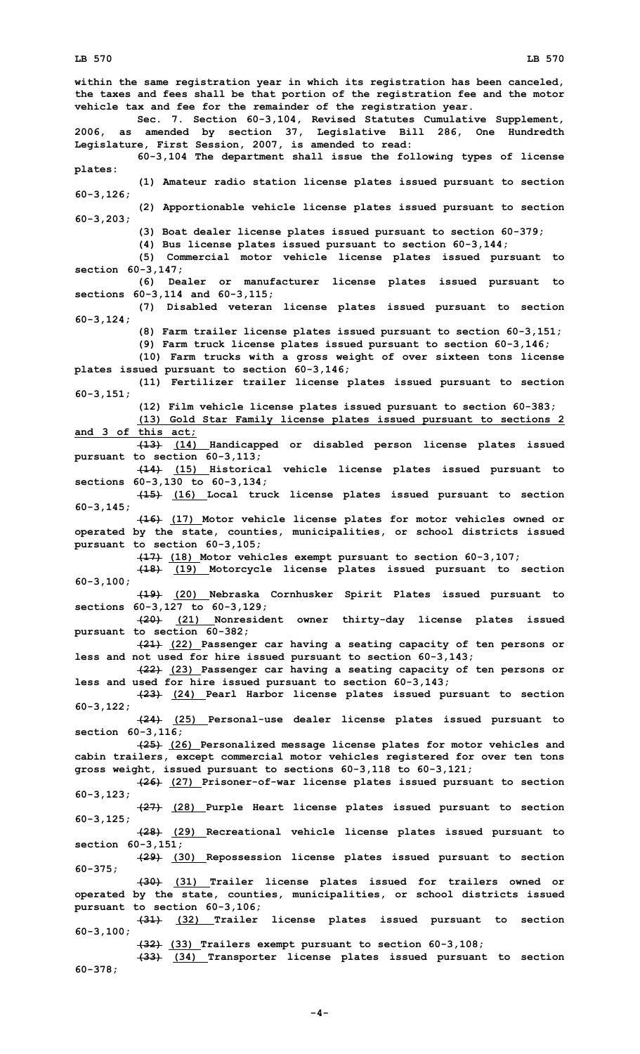**within the same registration year in which its registration has been canceled, the taxes and fees shall be that portion of the registration fee and the motor vehicle tax and fee for the remainder of the registration year.**

**Sec. 7. Section 60-3,104, Revised Statutes Cumulative Supplement, 2006, as amended by section 37, Legislative Bill 286, One Hundredth Legislature, First Session, 2007, is amended to read:**

**60-3,104 The department shall issue the following types of license plates:**

**(1) Amateur radio station license plates issued pursuant to section 60-3,126;**

**(2) Apportionable vehicle license plates issued pursuant to section 60-3,203;**

**(3) Boat dealer license plates issued pursuant to section 60-379;**

**(4) Bus license plates issued pursuant to section 60-3,144;**

**(5) Commercial motor vehicle license plates issued pursuant to section 60-3,147;**

**(6) Dealer or manufacturer license plates issued pursuant to sections 60-3,114 and 60-3,115;**

**(7) Disabled veteran license plates issued pursuant to section 60-3,124;**

**(8) Farm trailer license plates issued pursuant to section 60-3,151;**

**(9) Farm truck license plates issued pursuant to section 60-3,146;**

**(10) Farm trucks with a gross weight of over sixteen tons license plates issued pursuant to section 60-3,146;**

**(11) Fertilizer trailer license plates issued pursuant to section 60-3,151;**

**(12) Film vehicle license plates issued pursuant to section 60-383;**

**<u>(13) Gold Star Family license plates issued pursuant to sections 2 and 3 of this act;</u>**

**~~(13)~~ <u>(14)</u> Handicapped or disabled person license plates issued pursuant to section 60-3,113;**

**~~(14)~~ <u>(15)</u> Historical vehicle license plates issued pursuant to sections 60-3,130 to 60-3,134;**

**~~(15)~~ <u>(16)</u> Local truck license plates issued pursuant to section 60-3,145;**

**~~(16)~~ <u>(17)</u> Motor vehicle license plates for motor vehicles owned or operated by the state, counties, municipalities, or school districts issued pursuant to section 60-3,105;**

**~~(17)~~ <u>(18)</u> Motor vehicles exempt pursuant to section 60-3,107;**

**~~(18)~~ <u>(19)</u> Motorcycle license plates issued pursuant to section 60-3,100;**

**~~(19)~~ <u>(20)</u> Nebraska Cornhusker Spirit Plates issued pursuant to sections 60-3,127 to 60-3,129;**

**~~(20)~~ <u>(21)</u> Nonresident owner thirty-day license plates issued pursuant to section 60-382;**

**~~(21)~~ <u>(22)</u> Passenger car having a seating capacity of ten persons or less and not used for hire issued pursuant to section 60-3,143;**

**~~(22)~~ <u>(23)</u> Passenger car having a seating capacity of ten persons or less and used for hire issued pursuant to section 60-3,143;**

**~~(23)~~ <u>(24)</u> Pearl Harbor license plates issued pursuant to section 60-3,122;**

**~~(24)~~ <u>(25)</u> Personal-use dealer license plates issued pursuant to section 60-3,116;**

**~~(25)~~ <u>(26)</u> Personalized message license plates for motor vehicles and cabin trailers, except commercial motor vehicles registered for over ten tons gross weight, issued pursuant to sections 60-3,118 to 60-3,121;**

**~~(26)~~ <u>(27)</u> Prisoner-of-war license plates issued pursuant to section 60-3,123;**

**~~(27)~~ <u>(28)</u> Purple Heart license plates issued pursuant to section 60-3,125;**

**~~(28)~~ <u>(29)</u> Recreational vehicle license plates issued pursuant to section 60-3,151;**

**~~(29)~~ <u>(30)</u> Repossession license plates issued pursuant to section 60-375;**

**~~(30)~~ <u>(31)</u> Trailer license plates issued for trailers owned or operated by the state, counties, municipalities, or school districts issued pursuant to section 60-3,106;**

**~~(31)~~ <u>(32)</u> Trailer license plates issued pursuant to section 60-3,100;**

**~~(32)~~ <u>(33)</u> Trailers exempt pursuant to section 60-3,108;**

**~~(33)~~ <u>(34)</u> Transporter license plates issued pursuant to section 60-378;**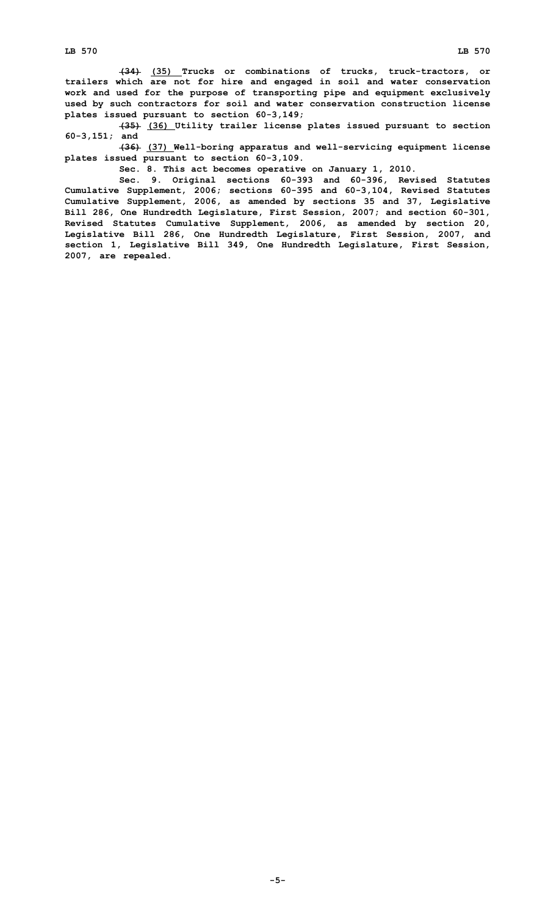~~(34)~~ (35) Trucks or combinations of trucks, truck-tractors, or trailers which are not for hire and engaged in soil and water conservation work and used for the purpose of transporting pipe and equipment exclusively used by such contractors for soil and water conservation construction license plates issued pursuant to section 60-3,149;

~~(35)~~ (36) Utility trailer license plates issued pursuant to section 60-3,151; and

~~(36)~~ (37) Well-boring apparatus and well-servicing equipment license plates issued pursuant to section 60-3,109.

Sec. 8. This act becomes operative on January 1, 2010.

Sec. 9. Original sections 60-393 and 60-396, Revised Statutes Cumulative Supplement, 2006; sections 60-395 and 60-3,104, Revised Statutes Cumulative Supplement, 2006, as amended by sections 35 and 37, Legislative Bill 286, One Hundredth Legislature, First Session, 2007; and section 60-301, Revised Statutes Cumulative Supplement, 2006, as amended by section 20, Legislative Bill 286, One Hundredth Legislature, First Session, 2007, and section 1, Legislative Bill 349, One Hundredth Legislature, First Session, 2007, are repealed.